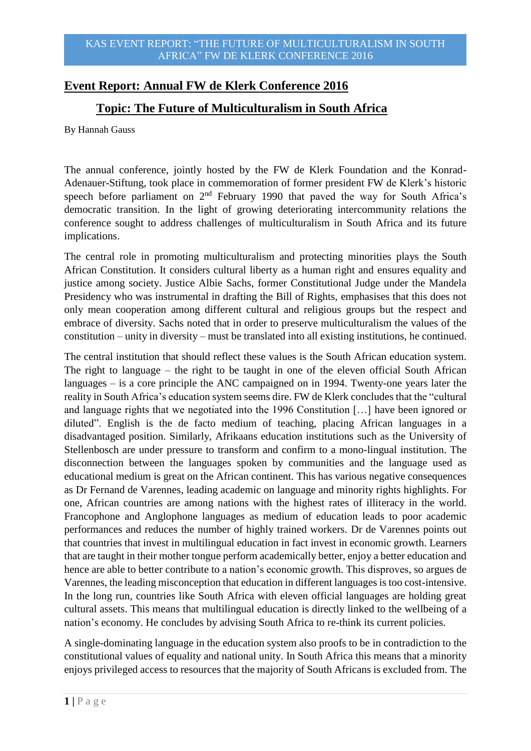# Event Report: Annual FW de Klerk Conference 2016

## Topic: The Future of Multiculturalism in South Africa

By Hannah Gauss

The annual conference, jointly hosted by the FW de Klerk Foundation and the Konrad-Adenauer-Stiftung, took place in commemoration of former president FW de Klerk's historic speech before parliament on 2nd February 1990 that paved the way for South Africa's democratic transition. In the light of growing deteriorating intercommunity relations the conference sought to address challenges of multiculturalism in South Africa and its future implications.

The central role in promoting multiculturalism and protecting minorities plays the South African Constitution. It considers cultural liberty as a human right and ensures equality and justice among society. Justice Albie Sachs, former Constitutional Judge under the Mandela Presidency who was instrumental in drafting the Bill of Rights, emphasises that this does not only mean cooperation among different cultural and religious groups but the respect and embrace of diversity. Sachs noted that in order to preserve multiculturalism the values of the constitution – unity in diversity – must be translated into all existing institutions, he continued.

The central institution that should reflect these values is the South African education system. The right to language – the right to be taught in one of the eleven official South African languages – is a core principle the ANC campaigned on in 1994. Twenty-one years later the reality in South Africa's education system seems dire. FW de Klerk concludes that the "cultural and language rights that we negotiated into the 1996 Constitution […] have been ignored or diluted". English is the de facto medium of teaching, placing African languages in a disadvantaged position. Similarly, Afrikaans education institutions such as the University of Stellenbosch are under pressure to transform and confirm to a mono-lingual institution. The disconnection between the languages spoken by communities and the language used as educational medium is great on the African continent. This has various negative consequences as Dr Fernand de Varennes, leading academic on language and minority rights highlights. For one, African countries are among nations with the highest rates of illiteracy in the world. Francophone and Anglophone languages as medium of education leads to poor academic performances and reduces the number of highly trained workers. Dr de Varennes points out that countries that invest in multilingual education in fact invest in economic growth. Learners that are taught in their mother tongue perform academically better, enjoy a better education and hence are able to better contribute to a nation's economic growth. This disproves, so argues de Varennes, the leading misconception that education in different languages is too cost-intensive. In the long run, countries like South Africa with eleven official languages are holding great cultural assets. This means that multilingual education is directly linked to the wellbeing of a nation's economy. He concludes by advising South Africa to re-think its current policies.

A single-dominating language in the education system also proofs to be in contradiction to the constitutional values of equality and national unity. In South Africa this means that a minority enjoys privileged access to resources that the majority of South Africans is excluded from. The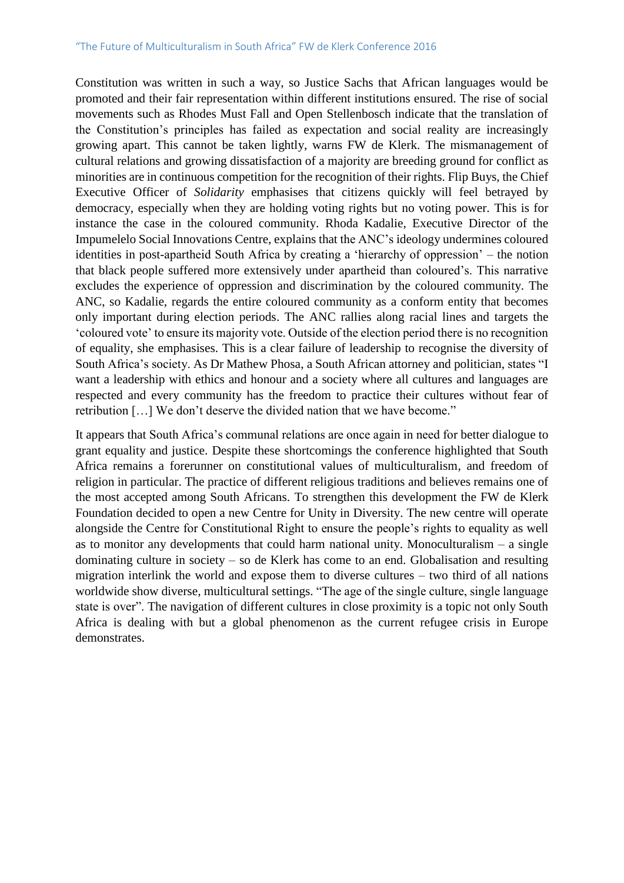Constitution was written in such a way, so Justice Sachs that African languages would be promoted and their fair representation within different institutions ensured. The rise of social movements such as Rhodes Must Fall and Open Stellenbosch indicate that the translation of the Constitution's principles has failed as expectation and social reality are increasingly growing apart. This cannot be taken lightly, warns FW de Klerk. The mismanagement of cultural relations and growing dissatisfaction of a majority are breeding ground for conflict as minorities are in continuous competition for the recognition of their rights. Flip Buys, the Chief Executive Officer of *Solidarity* emphasises that citizens quickly will feel betrayed by democracy, especially when they are holding voting rights but no voting power. This is for instance the case in the coloured community. Rhoda Kadalie, Executive Director of the Impumelelo Social Innovations Centre, explains that the ANC's ideology undermines coloured identities in post-apartheid South Africa by creating a 'hierarchy of oppression' – the notion that black people suffered more extensively under apartheid than coloured's. This narrative excludes the experience of oppression and discrimination by the coloured community. The ANC, so Kadalie, regards the entire coloured community as a conform entity that becomes only important during election periods. The ANC rallies along racial lines and targets the 'coloured vote' to ensure its majority vote. Outside of the election period there is no recognition of equality, she emphasises. This is a clear failure of leadership to recognise the diversity of South Africa's society. As Dr Mathew Phosa, a South African attorney and politician, states "I want a leadership with ethics and honour and a society where all cultures and languages are respected and every community has the freedom to practice their cultures without fear of retribution […] We don't deserve the divided nation that we have become."

It appears that South Africa's communal relations are once again in need for better dialogue to grant equality and justice. Despite these shortcomings the conference highlighted that South Africa remains a forerunner on constitutional values of multiculturalism, and freedom of religion in particular. The practice of different religious traditions and believes remains one of the most accepted among South Africans. To strengthen this development the FW de Klerk Foundation decided to open a new Centre for Unity in Diversity. The new centre will operate alongside the Centre for Constitutional Right to ensure the people's rights to equality as well as to monitor any developments that could harm national unity. Monoculturalism – a single dominating culture in society – so de Klerk has come to an end. Globalisation and resulting migration interlink the world and expose them to diverse cultures – two third of all nations worldwide show diverse, multicultural settings. "The age of the single culture, single language state is over". The navigation of different cultures in close proximity is a topic not only South Africa is dealing with but a global phenomenon as the current refugee crisis in Europe demonstrates.